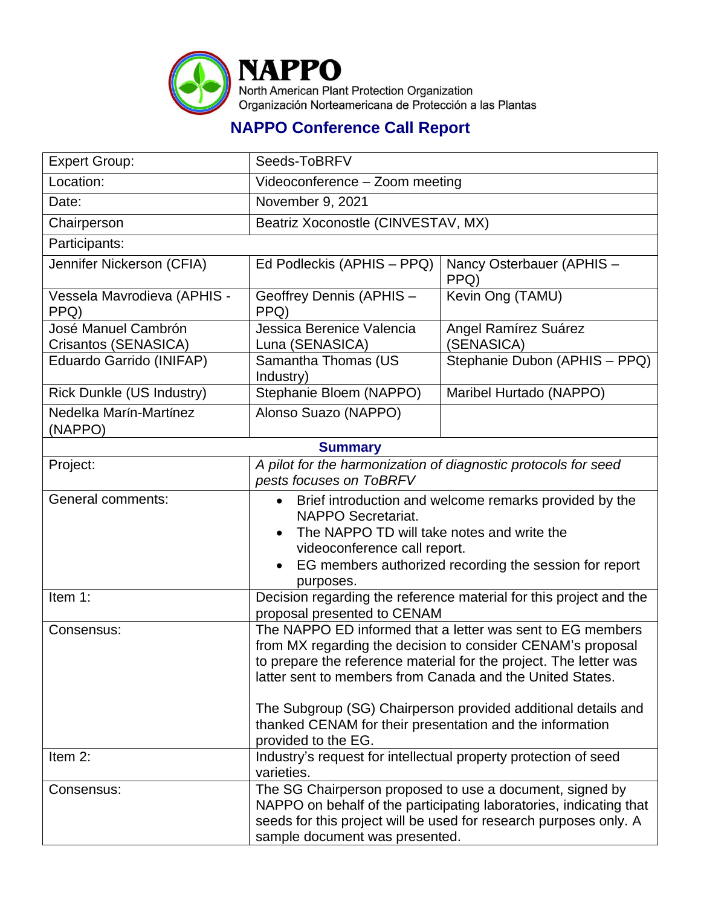# NAPPO

North American Plant Protection Organization
Organización Norteamericana de Protección a las Plantas

## NAPPO Conference Call Report

| Expert Group: | Seeds-ToBRFV | |
|---|---|---|
| Location: | Videoconference – Zoom meeting | |
| Date: | November 9, 2021 | |
| Chairperson | Beatriz Xoconostle (CINVESTAV, MX) | |
| Participants: | | |
| Jennifer Nickerson (CFIA) | Ed Podleckis (APHIS – PPQ) | Nancy Osterbauer (APHIS – PPQ) |
| Vessela Mavrodieva (APHIS - PPQ) | Geoffrey Dennis (APHIS – PPQ) | Kevin Ong (TAMU) |
| José Manuel Cambrón Crisantos (SENASICA) | Jessica Berenice Valencia Luna (SENASICA) | Angel Ramírez Suárez (SENASICA) |
| Eduardo Garrido (INIFAP) | Samantha Thomas (US Industry) | Stephanie Dubon (APHIS – PPQ) |
| Rick Dunkle (US Industry) | Stephanie Bloem (NAPPO) | Maribel Hurtado (NAPPO) |
| Nedelka Marín-Martínez (NAPPO) | Alonso Suazo (NAPPO) | |
| **Summary** | | |
| Project: | *A pilot for the harmonization of diagnostic protocols for seed pests focuses on ToBRFV* | |
| General comments: | • Brief introduction and welcome remarks provided by the NAPPO Secretariat.<br>• The NAPPO TD will take notes and write the videoconference call report.<br>• EG members authorized recording the session for report purposes. | |
| Item 1: | Decision regarding the reference material for this project and the proposal presented to CENAM | |
| Consensus: | The NAPPO ED informed that a letter was sent to EG members from MX regarding the decision to consider CENAM's proposal to prepare the reference material for the project. The letter was latter sent to members from Canada and the United States.<br><br>The Subgroup (SG) Chairperson provided additional details and thanked CENAM for their presentation and the information provided to the EG. | |
| Item 2: | Industry's request for intellectual property protection of seed varieties. | |
| Consensus: | The SG Chairperson proposed to use a document, signed by NAPPO on behalf of the participating laboratories, indicating that seeds for this project will be used for research purposes only. A sample document was presented. | |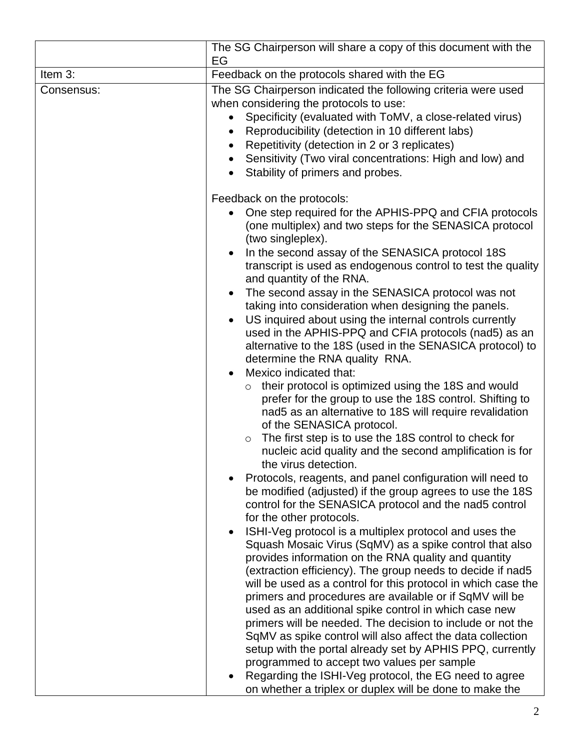| | |
|---|---|
| | The SG Chairperson will share a copy of this document with the EG |
| Item 3: | Feedback on the protocols shared with the EG |
| Consensus: | The SG Chairperson indicated the following criteria were used when considering the protocols to use:<br>• Specificity (evaluated with ToMV, a close-related virus)<br>• Reproducibility (detection in 10 different labs)<br>• Repetitivity (detection in 2 or 3 replicates)<br>• Sensitivity (Two viral concentrations: High and low) and<br>• Stability of primers and probes.<br><br>Feedback on the protocols:<br>• One step required for the APHIS-PPQ and CFIA protocols (one multiplex) and two steps for the SENASICA protocol (two singleplex).<br>• In the second assay of the SENASICA protocol 18S transcript is used as endogenous control to test the quality and quantity of the RNA.<br>• The second assay in the SENASICA protocol was not taking into consideration when designing the panels.<br>• US inquired about using the internal controls currently used in the APHIS-PPQ and CFIA protocols (nad5) as an alternative to the 18S (used in the SENASICA protocol) to determine the RNA quality RNA.<br>• Mexico indicated that:<br>&nbsp;&nbsp;&nbsp;&nbsp;○ their protocol is optimized using the 18S and would prefer for the group to use the 18S control. Shifting to nad5 as an alternative to 18S will require revalidation of the SENASICA protocol.<br>&nbsp;&nbsp;&nbsp;&nbsp;○ The first step is to use the 18S control to check for nucleic acid quality and the second amplification is for the virus detection.<br>• Protocols, reagents, and panel configuration will need to be modified (adjusted) if the group agrees to use the 18S control for the SENASICA protocol and the nad5 control for the other protocols.<br>• ISHI-Veg protocol is a multiplex protocol and uses the Squash Mosaic Virus (SqMV) as a spike control that also provides information on the RNA quality and quantity (extraction efficiency). The group needs to decide if nad5 will be used as a control for this protocol in which case the primers and procedures are available or if SqMV will be used as an additional spike control in which case new primers will be needed. The decision to include or not the SqMV as spike control will also affect the data collection setup with the portal already set by APHIS PPQ, currently programmed to accept two values per sample<br>• Regarding the ISHI-Veg protocol, the EG need to agree on whether a triplex or duplex will be done to make the |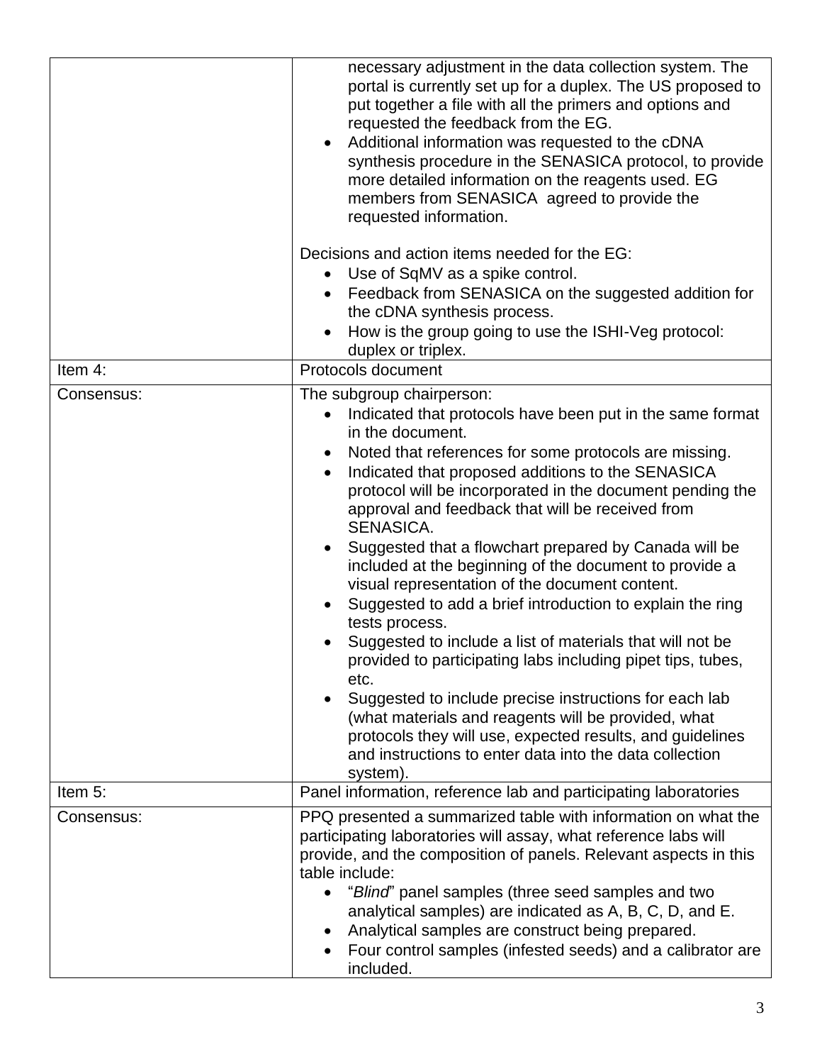| | |
|---|---|
| | • necessary adjustment in the data collection system. The portal is currently set up for a duplex. The US proposed to put together a file with all the primers and options and requested the feedback from the EG.<br>• Additional information was requested to the cDNA synthesis procedure in the SENASICA protocol, to provide more detailed information on the reagents used. EG members from SENASICA agreed to provide the requested information.<br><br>Decisions and action items needed for the EG:<br>• Use of SqMV as a spike control.<br>• Feedback from SENASICA on the suggested addition for the cDNA synthesis process.<br>• How is the group going to use the ISHI-Veg protocol: duplex or triplex. |
| Item 4: | Protocols document |
| Consensus: | The subgroup chairperson:<br>• Indicated that protocols have been put in the same format in the document.<br>• Noted that references for some protocols are missing.<br>• Indicated that proposed additions to the SENASICA protocol will be incorporated in the document pending the approval and feedback that will be received from SENASICA.<br>• Suggested that a flowchart prepared by Canada will be included at the beginning of the document to provide a visual representation of the document content.<br>• Suggested to add a brief introduction to explain the ring tests process.<br>• Suggested to include a list of materials that will not be provided to participating labs including pipet tips, tubes, etc.<br>• Suggested to include precise instructions for each lab (what materials and reagents will be provided, what protocols they will use, expected results, and guidelines and instructions to enter data into the data collection system). |
| Item 5: | Panel information, reference lab and participating laboratories |
| Consensus: | PPQ presented a summarized table with information on what the participating laboratories will assay, what reference labs will provide, and the composition of panels. Relevant aspects in this table include:<br>• "*Blind*" panel samples (three seed samples and two analytical samples) are indicated as A, B, C, D, and E.<br>• Analytical samples are construct being prepared.<br>• Four control samples (infested seeds) and a calibrator are included. |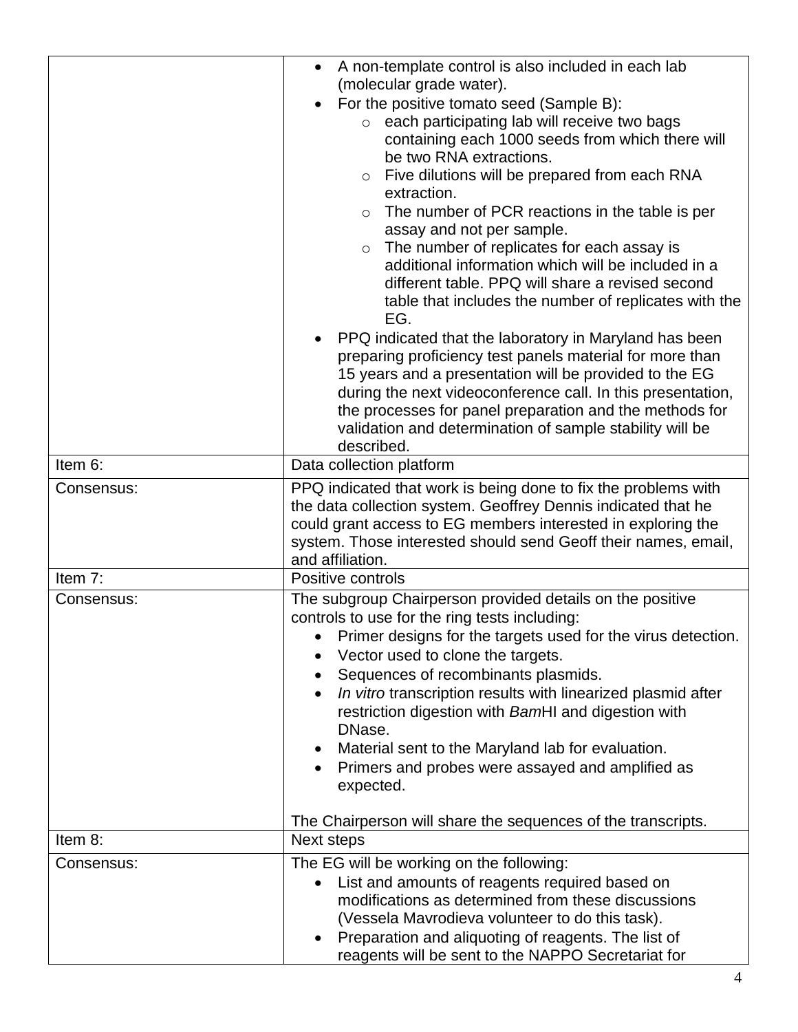| | |
|---|---|
| | • A non-template control is also included in each lab (molecular grade water).<br>• For the positive tomato seed (Sample B):<br>  ○ each participating lab will receive two bags containing each 1000 seeds from which there will be two RNA extractions.<br>  ○ Five dilutions will be prepared from each RNA extraction.<br>  ○ The number of PCR reactions in the table is per assay and not per sample.<br>  ○ The number of replicates for each assay is additional information which will be included in a different table. PPQ will share a revised second table that includes the number of replicates with the EG.<br>• PPQ indicated that the laboratory in Maryland has been preparing proficiency test panels material for more than 15 years and a presentation will be provided to the EG during the next videoconference call. In this presentation, the processes for panel preparation and the methods for validation and determination of sample stability will be described. |
| Item 6: | Data collection platform |
| Consensus: | PPQ indicated that work is being done to fix the problems with the data collection system. Geoffrey Dennis indicated that he could grant access to EG members interested in exploring the system. Those interested should send Geoff their names, email, and affiliation. |
| Item 7: | Positive controls |
| Consensus: | The subgroup Chairperson provided details on the positive controls to use for the ring tests including:<br>• Primer designs for the targets used for the virus detection.<br>• Vector used to clone the targets.<br>• Sequences of recombinants plasmids.<br>• *In vitro* transcription results with linearized plasmid after restriction digestion with *Bam*HI and digestion with DNase.<br>• Material sent to the Maryland lab for evaluation.<br>• Primers and probes were assayed and amplified as expected.<br><br>The Chairperson will share the sequences of the transcripts. |
| Item 8: | Next steps |
| Consensus: | The EG will be working on the following:<br>• List and amounts of reagents required based on modifications as determined from these discussions (Vessela Mavrodieva volunteer to do this task).<br>• Preparation and aliquoting of reagents. The list of reagents will be sent to the NAPPO Secretariat for |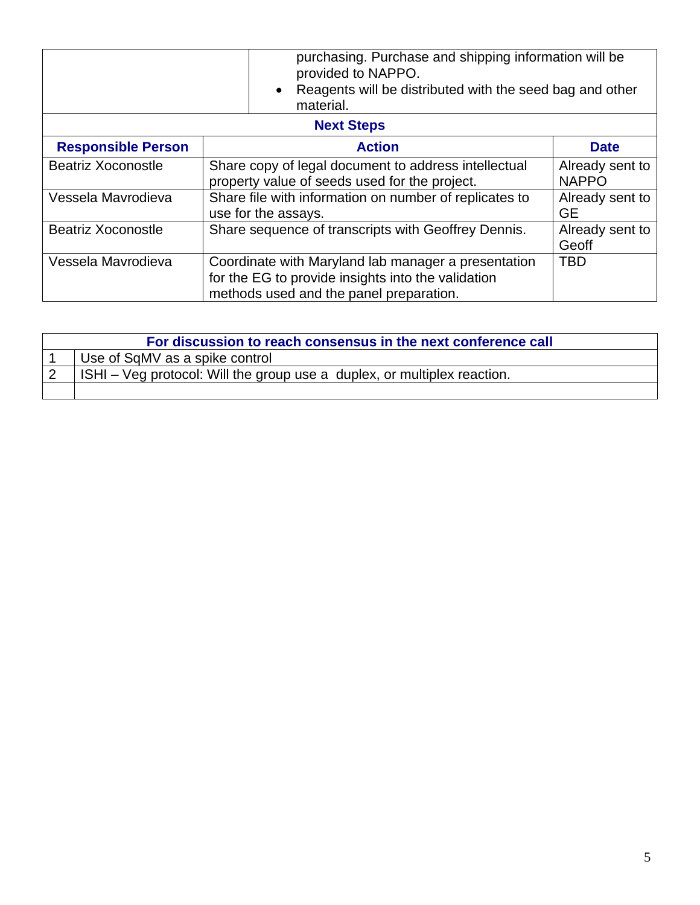| | |
|---|---|
| | purchasing. Purchase and shipping information will be provided to NAPPO.<br>• Reagents will be distributed with the seed bag and other material. |

**Next Steps**

| Responsible Person | Action | Date |
|---|---|---|
| Beatriz Xoconostle | Share copy of legal document to address intellectual property value of seeds used for the project. | Already sent to NAPPO |
| Vessela Mavrodieva | Share file with information on number of replicates to use for the assays. | Already sent to GE |
| Beatriz Xoconostle | Share sequence of transcripts with Geoffrey Dennis. | Already sent to Geoff |
| Vessela Mavrodieva | Coordinate with Maryland lab manager a presentation for the EG to provide insights into the validation methods used and the panel preparation. | TBD |

| For discussion to reach consensus in the next conference call | |
|---|---|
| 1 | Use of SqMV as a spike control |
| 2 | ISHI – Veg protocol: Will the group use a duplex, or multiplex reaction. |
| | |